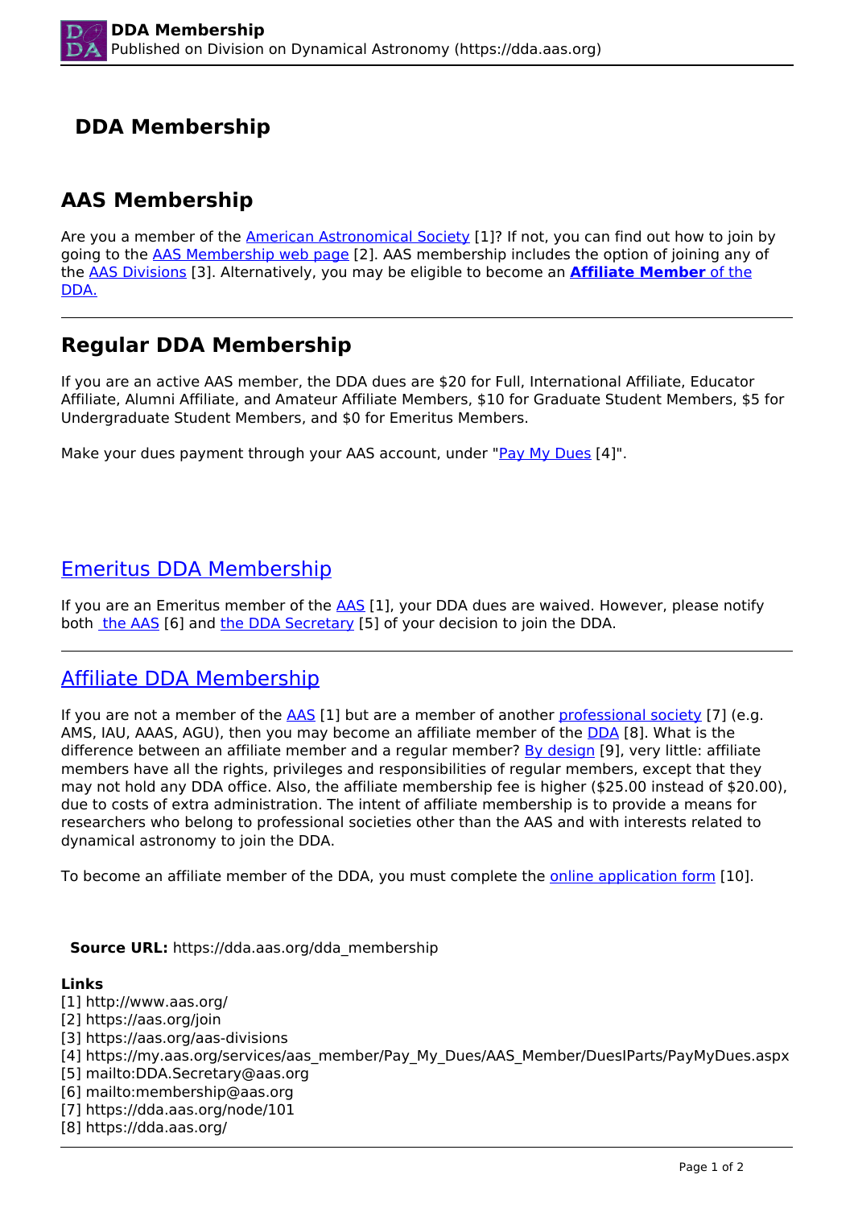# DDA Membership

## AAS Membership

Are you a member of the American Astronomical Society [1]? If not, you can find out how to join by going to the AAS Membership web page [2]. AAS membership includes the option of joining any of the AAS Divisions [3]. Alternatively, you may be eligible to become an **Affiliate Member** of the DDA.

---

## Regular DDA Membership

If you are an active AAS member, the DDA dues are $20 for Full, International Affiliate, Educator Affiliate, Alumni Affiliate, and Amateur Affiliate Members, $10 for Graduate Student Members, $5 for Undergraduate Student Members, and $0 for Emeritus Members.

Make your dues payment through your AAS account, under "Pay My Dues [4]".

## Emeritus DDA Membership

If you are an Emeritus member of the AAS [1], your DDA dues are waived. However, please notify both the AAS [6] and the DDA Secretary [5] of your decision to join the DDA.

---

## Affiliate DDA Membership

If you are not a member of the AAS [1] but are a member of another professional society [7] (e.g. AMS, IAU, AAAS, AGU), then you may become an affiliate member of the DDA [8]. What is the difference between an affiliate member and a regular member? By design [9], very little: affiliate members have all the rights, privileges and responsibilities of regular members, except that they may not hold any DDA office. Also, the affiliate membership fee is higher ($25.00 instead of $20.00), due to costs of extra administration. The intent of affiliate membership is to provide a means for researchers who belong to professional societies other than the AAS and with interests related to dynamical astronomy to join the DDA.

To become an affiliate member of the DDA, you must complete the online application form [10].

**Source URL:** https://dda.aas.org/dda_membership

**Links**
[1] http://www.aas.org/
[2] https://aas.org/join
[3] https://aas.org/aas-divisions
[4] https://my.aas.org/services/aas_member/Pay_My_Dues/AAS_Member/DuesIParts/PayMyDues.aspx
[5] mailto:DDA.Secretary@aas.org
[6] mailto:membership@aas.org
[7] https://dda.aas.org/node/101
[8] https://dda.aas.org/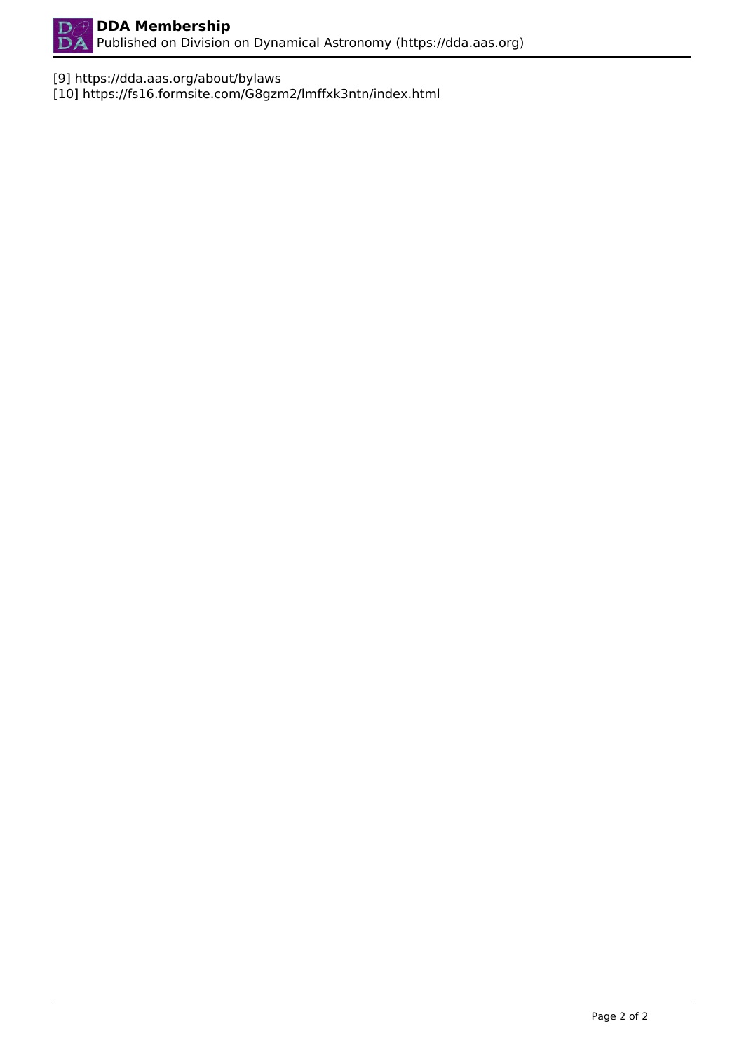[9] https://dda.aas.org/about/bylaws
[10] https://fs16.formsite.com/G8gzm2/lmffxk3ntn/index.html